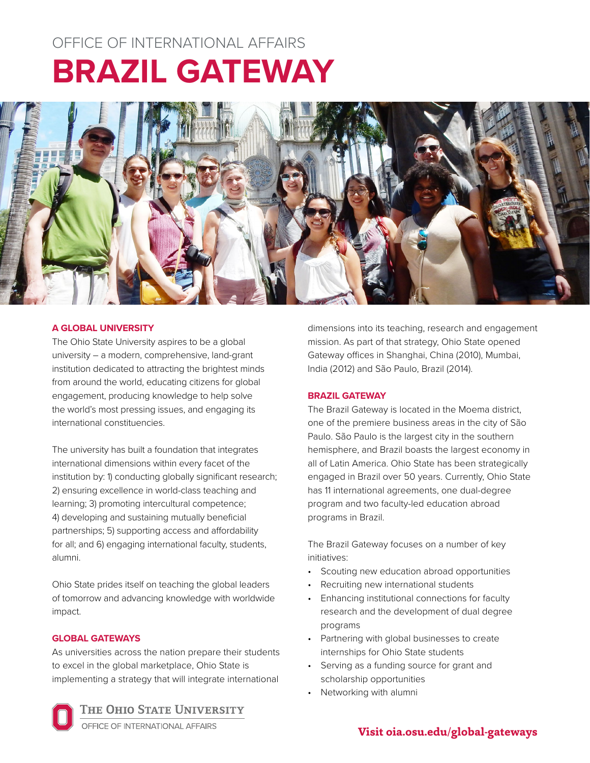OFFICE OF INTERNATIONAL AFFAIRS

# BRAZIL GATEWAY

### A GLOBAL UNIVERSITY

The Ohio State University aspires to be a global university – a modern, comprehensive, land-grant institution dedicated to attracting the brightest minds from around the world, educating citizens for global engagement, producing knowledge to help solve the world's most pressing issues, and engaging its international constituencies.

The university has built a foundation that integrates international dimensions within every facet of the institution by: 1) conducting globally significant research; 2) ensuring excellence in world-class teaching and learning; 3) promoting intercultural competence; 4) developing and sustaining mutually beneficial partnerships; 5) supporting access and affordability for all; and 6) engaging international faculty, students, alumni.

Ohio State prides itself on teaching the global leaders of tomorrow and advancing knowledge with worldwide impact.

### GLOBAL GATEWAYS

As universities across the nation prepare their students to excel in the global marketplace, Ohio State is implementing a strategy that will integrate international dimensions into its teaching, research and engagement mission. As part of that strategy, Ohio State opened Gateway offices in Shanghai, China (2010), Mumbai, India (2012) and São Paulo, Brazil (2014).

### BRAZIL GATEWAY

The Brazil Gateway is located in the Moema district, one of the premiere business areas in the city of São Paulo. São Paulo is the largest city in the southern hemisphere, and Brazil boasts the largest economy in all of Latin America. Ohio State has been strategically engaged in Brazil over 50 years. Currently, Ohio State has 11 international agreements, one dual-degree program and two faculty-led education abroad programs in Brazil.

The Brazil Gateway focuses on a number of key initiatives:

- Scouting new education abroad opportunities
- Recruiting new international students
- Enhancing institutional connections for faculty research and the development of dual degree programs
- Partnering with global businesses to create internships for Ohio State students
- Serving as a funding source for grant and scholarship opportunities
- Networking with alumni

THE OHIO STATE UNIVERSITY
OFFICE OF INTERNATIONAL AFFAIRS

**Visit oia.osu.edu/global-gateways**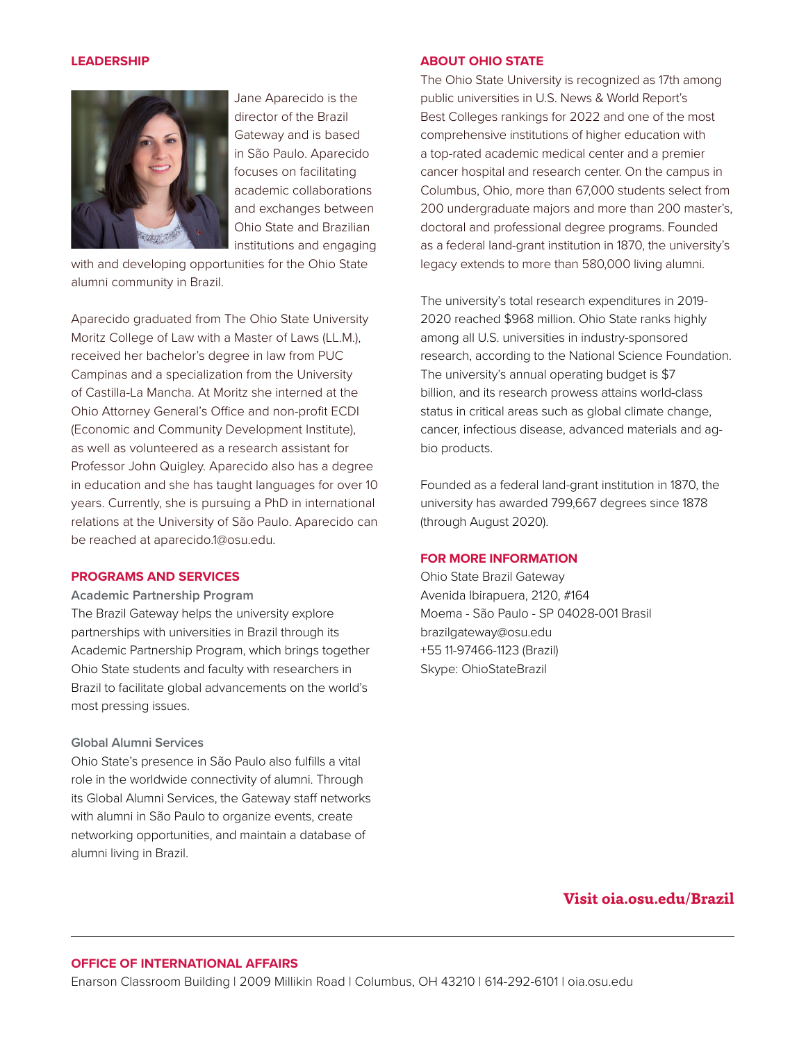## LEADERSHIP

Jane Aparecido is the director of the Brazil Gateway and is based in São Paulo. Aparecido focuses on facilitating academic collaborations and exchanges between Ohio State and Brazilian institutions and engaging with and developing opportunities for the Ohio State alumni community in Brazil.

Aparecido graduated from The Ohio State University Moritz College of Law with a Master of Laws (LL.M.), received her bachelor's degree in law from PUC Campinas and a specialization from the University of Castilla-La Mancha. At Moritz she interned at the Ohio Attorney General's Office and non-profit ECDI (Economic and Community Development Institute), as well as volunteered as a research assistant for Professor John Quigley. Aparecido also has a degree in education and she has taught languages for over 10 years. Currently, she is pursuing a PhD in international relations at the University of São Paulo. Aparecido can be reached at aparecido.1@osu.edu.

## PROGRAMS AND SERVICES

### Academic Partnership Program

The Brazil Gateway helps the university explore partnerships with universities in Brazil through its Academic Partnership Program, which brings together Ohio State students and faculty with researchers in Brazil to facilitate global advancements on the world's most pressing issues.

### Global Alumni Services

Ohio State's presence in São Paulo also fulfills a vital role in the worldwide connectivity of alumni. Through its Global Alumni Services, the Gateway staff networks with alumni in São Paulo to organize events, create networking opportunities, and maintain a database of alumni living in Brazil.

## ABOUT OHIO STATE

The Ohio State University is recognized as 17th among public universities in U.S. News & World Report's Best Colleges rankings for 2022 and one of the most comprehensive institutions of higher education with a top-rated academic medical center and a premier cancer hospital and research center. On the campus in Columbus, Ohio, more than 67,000 students select from 200 undergraduate majors and more than 200 master's, doctoral and professional degree programs. Founded as a federal land-grant institution in 1870, the university's legacy extends to more than 580,000 living alumni.

The university's total research expenditures in 2019-2020 reached $968 million. Ohio State ranks highly among all U.S. universities in industry-sponsored research, according to the National Science Foundation. The university's annual operating budget is $7 billion, and its research prowess attains world-class status in critical areas such as global climate change, cancer, infectious disease, advanced materials and ag-bio products.

Founded as a federal land-grant institution in 1870, the university has awarded 799,667 degrees since 1878 (through August 2020).

## FOR MORE INFORMATION

Ohio State Brazil Gateway
Avenida Ibirapuera, 2120, #164
Moema - São Paulo - SP 04028-001 Brasil
brazilgateway@osu.edu
+55 11-97466-1123 (Brazil)
Skype: OhioStateBrazil

**Visit oia.osu.edu/Brazil**

## OFFICE OF INTERNATIONAL AFFAIRS

Enarson Classroom Building | 2009 Millikin Road | Columbus, OH 43210 | 614-292-6101 | oia.osu.edu